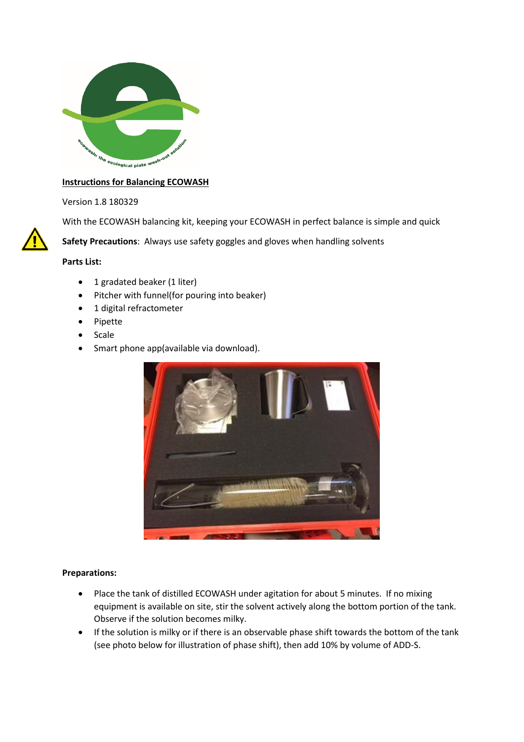**Instructions for Balancing ECOWASH**

Version 1.8 180329

With the ECOWASH balancing kit, keeping your ECOWASH in perfect balance is simple and quick

**Safety Precautions**: Always use safety goggles and gloves when handling solvents

**Parts List:**

- 1 gradated beaker (1 liter)
- Pitcher with funnel(for pouring into beaker)
- 1 digital refractometer
- Pipette
- Scale
- Smart phone app(available via download).

**Preparations:**

- Place the tank of distilled ECOWASH under agitation for about 5 minutes. If no mixing equipment is available on site, stir the solvent actively along the bottom portion of the tank. Observe if the solution becomes milky.
- If the solution is milky or if there is an observable phase shift towards the bottom of the tank (see photo below for illustration of phase shift), then add 10% by volume of ADD-S.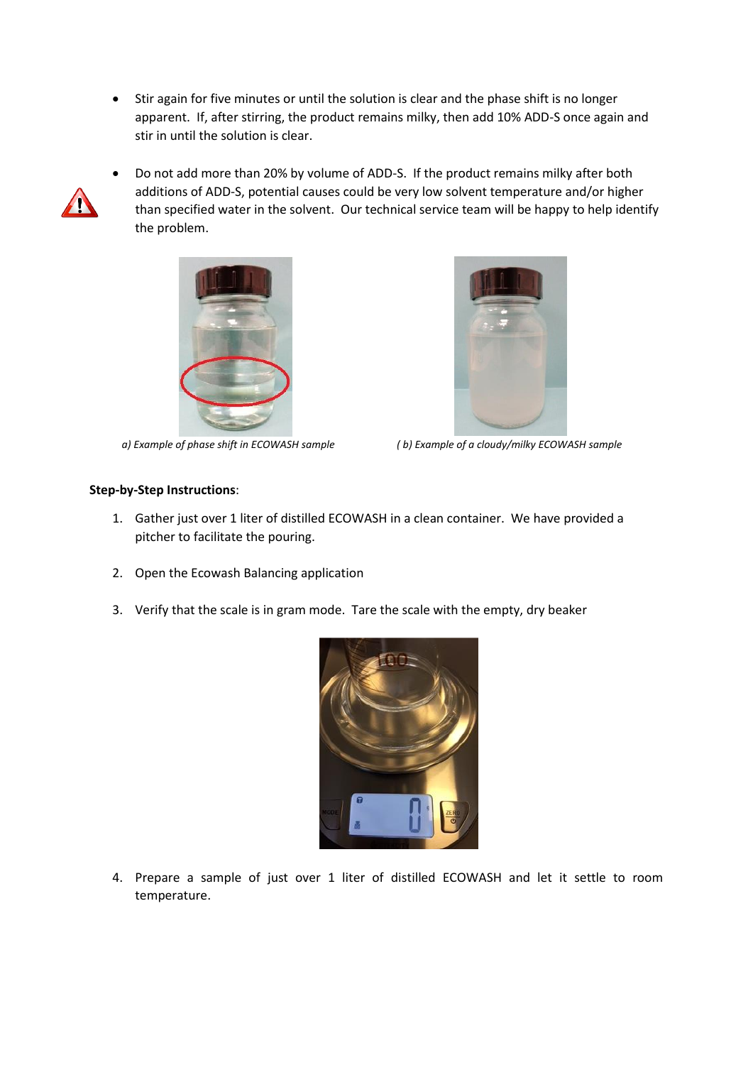- Stir again for five minutes or until the solution is clear and the phase shift is no longer apparent. If, after stirring, the product remains milky, then add 10% ADD-S once again and stir in until the solution is clear.

- Do not add more than 20% by volume of ADD-S. If the product remains milky after both additions of ADD-S, potential causes could be very low solvent temperature and/or higher than specified water in the solvent. Our technical service team will be happy to help identify the problem.

*a) Example of phase shift in ECOWASH sample*

*( b) Example of a cloudy/milky ECOWASH sample*

**Step-by-Step Instructions**:

1. Gather just over 1 liter of distilled ECOWASH in a clean container. We have provided a pitcher to facilitate the pouring.

2. Open the Ecowash Balancing application

3. Verify that the scale is in gram mode. Tare the scale with the empty, dry beaker

4. Prepare a sample of just over 1 liter of distilled ECOWASH and let it settle to room temperature.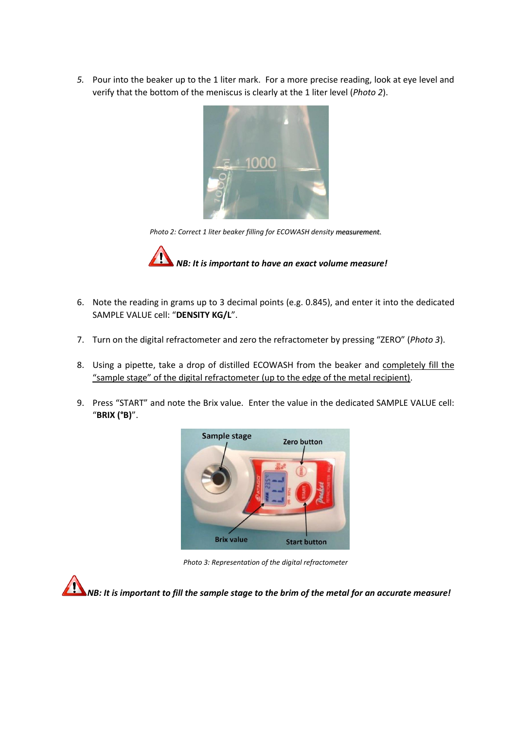5. Pour into the beaker up to the 1 liter mark. For a more precise reading, look at eye level and verify that the bottom of the meniscus is clearly at the 1 liter level (*Photo 2*).

*Photo 2: Correct 1 liter beaker filling for ECOWASH density measurement.*

***NB: It is important to have an exact volume measure!***

6. Note the reading in grams up to 3 decimal points (e.g. 0.845), and enter it into the dedicated SAMPLE VALUE cell: "**DENSITY KG/L**".

7. Turn on the digital refractometer and zero the refractometer by pressing "ZERO" (*Photo 3*).

8. Using a pipette, take a drop of distilled ECOWASH from the beaker and <u>completely fill the "sample stage" of the digital refractometer (up to the edge of the metal recipient)</u>.

9. Press "START" and note the Brix value. Enter the value in the dedicated SAMPLE VALUE cell: "**BRIX (°B)**".

*Photo 3: Representation of the digital refractometer*

***NB: It is important to fill the sample stage to the brim of the metal for an accurate measure!***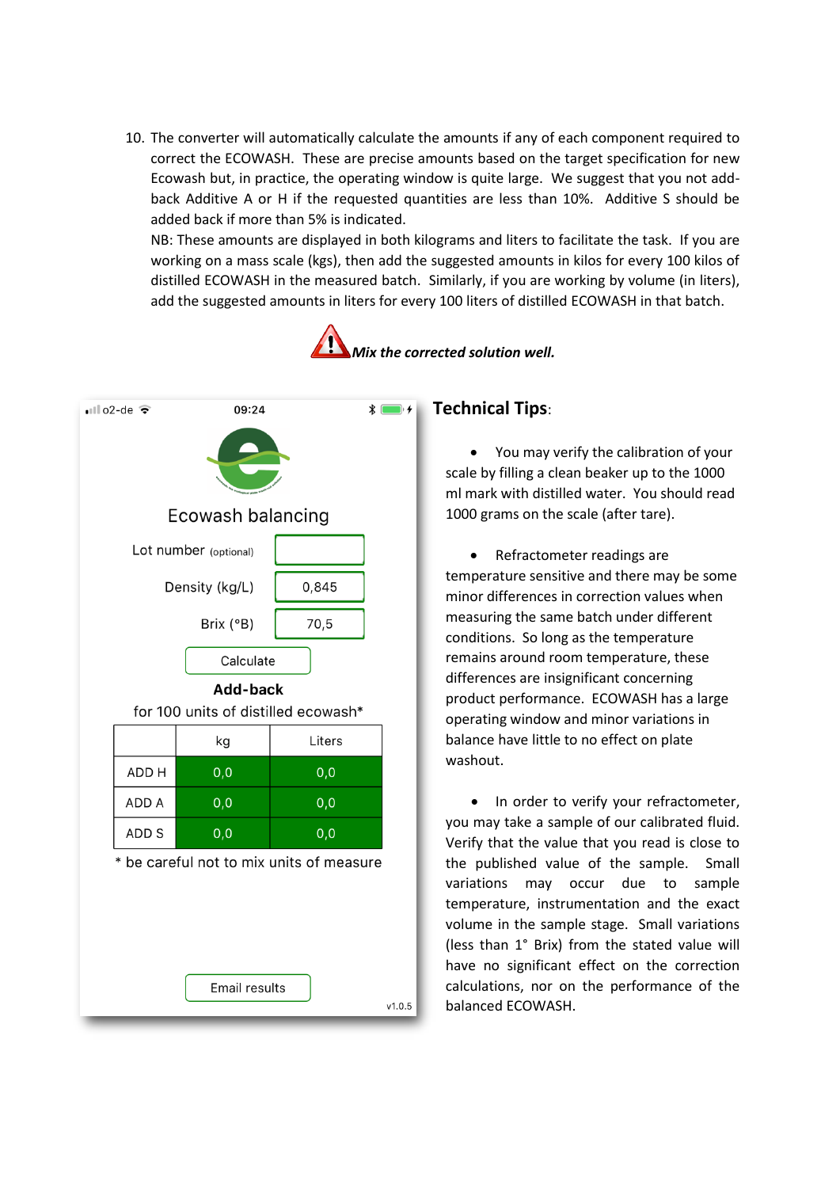10. The converter will automatically calculate the amounts if any of each component required to correct the ECOWASH. These are precise amounts based on the target specification for new Ecowash but, in practice, the operating window is quite large. We suggest that you not add-back Additive A or H if the requested quantities are less than 10%. Additive S should be added back if more than 5% is indicated.
    NB: These amounts are displayed in both kilograms and liters to facilitate the task. If you are working on a mass scale (kgs), then add the suggested amounts in kilos for every 100 kilos of distilled ECOWASH in the measured batch. Similarly, if you are working by volume (in liters), add the suggested amounts in liters for every 100 liters of distilled ECOWASH in that batch.

***Mix the corrected solution well.***

o2-de 09:24

Ecowash balancing

Lot number (optional)

Density (kg/L) 0,845

Brix (°B) 70,5

Calculate

**Add-back**

for 100 units of distilled ecowash*

| | kg | Liters |
|---|---|---|
| ADD H | 0,0 | 0,0 |
| ADD A | 0,0 | 0,0 |
| ADD S | 0,0 | 0,0 |

\* be careful not to mix units of measure

Email results

v1.0.5

## Technical Tips:

- You may verify the calibration of your scale by filling a clean beaker up to the 1000 ml mark with distilled water. You should read 1000 grams on the scale (after tare).

- Refractometer readings are temperature sensitive and there may be some minor differences in correction values when measuring the same batch under different conditions. So long as the temperature remains around room temperature, these differences are insignificant concerning product performance. ECOWASH has a large operating window and minor variations in balance have little to no effect on plate washout.

- In order to verify your refractometer, you may take a sample of our calibrated fluid. Verify that the value that you read is close to the published value of the sample. Small variations may occur due to sample temperature, instrumentation and the exact volume in the sample stage. Small variations (less than 1° Brix) from the stated value will have no significant effect on the correction calculations, nor on the performance of the balanced ECOWASH.